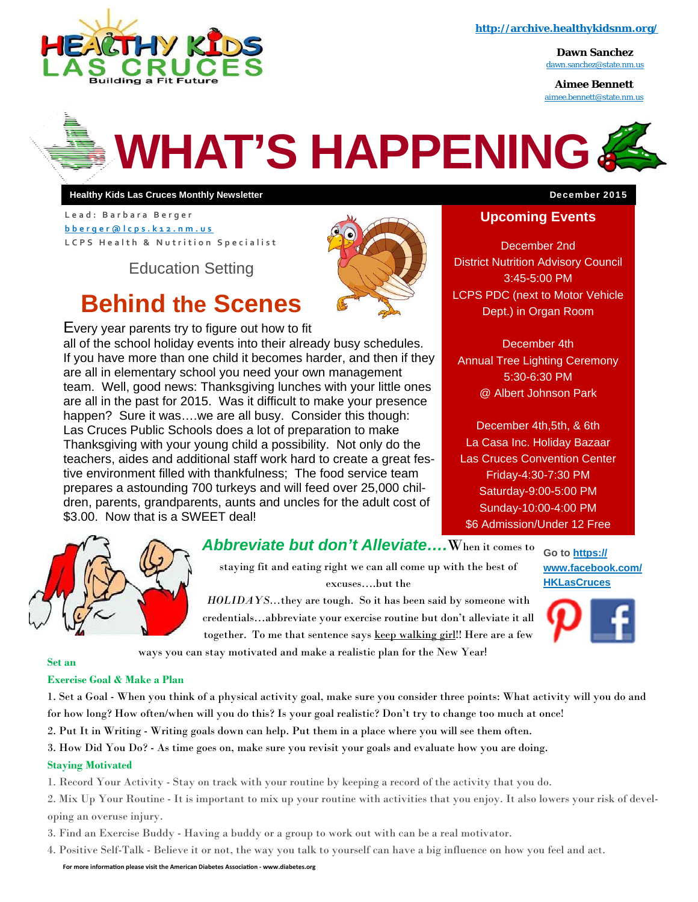HEALTHY KIDS LAS CRUCES
Building a Fit Future

http://archive.healthykidsnm.org/

**Dawn Sanchez**
dawn.sanchez@state.nm.us

**Aimee Bennett**
aimee.bennett@state.nm.us

# WHAT'S HAPPENING

**Healthy Kids Las Cruces Monthly Newsletter** — **December 2015**

Lead: Barbara Berger
bberger@lcps.k12.nm.us
LCPS Health & Nutrition Specialist

Education Setting

## Behind the Scenes

Every year parents try to figure out how to fit all of the school holiday events into their already busy schedules. If you have more than one child it becomes harder, and then if they are all in elementary school you need your own management team. Well, good news: Thanksgiving lunches with your little ones are all in the past for 2015. Was it difficult to make your presence happen? Sure it was….we are all busy. Consider this though: Las Cruces Public Schools does a lot of preparation to make Thanksgiving with your young child a possibility. Not only do the teachers, aides and additional staff work hard to create a great festive environment filled with thankfulness; The food service team prepares a astounding 700 turkeys and will feed over 25,000 children, parents, grandparents, aunts and uncles for the adult cost of $3.00. Now that is a SWEET deal!

## Upcoming Events

December 2nd
District Nutrition Advisory Council
3:45-5:00 PM
LCPS PDC (next to Motor Vehicle Dept.) in Organ Room

December 4th
Annual Tree Lighting Ceremony
5:30-6:30 PM
@ Albert Johnson Park

December 4th,5th, & 6th
La Casa Inc. Holiday Bazaar
Las Cruces Convention Center
Friday-4:30-7:30 PM
Saturday-9:00-5:00 PM
Sunday-10:00-4:00 PM
$6 Admission/Under 12 Free

Go to **https://www.facebook.com/HKLasCruces**

***Abbreviate but don't Alleviate….*** When it comes to staying fit and eating right we can all come up with the best of excuses….but the *HOLIDAYS*…they are tough. So it has been said by someone with credentials…abbreviate your exercise routine but don't alleviate it all together. To me that sentence says keep walking girl!! Here are a few ways you can stay motivated and make a realistic plan for the New Year!

**Set an Exercise Goal & Make a Plan**

1. Set a Goal - When you think of a physical activity goal, make sure you consider three points: What activity will you do and for how long? How often/when will you do this? Is your goal realistic? Don't try to change too much at once!
2. Put It in Writing - Writing goals down can help. Put them in a place where you will see them often.
3. How Did You Do? - As time goes on, make sure you revisit your goals and evaluate how you are doing.

**Staying Motivated**

1. Record Your Activity - Stay on track with your routine by keeping a record of the activity that you do.
2. Mix Up Your Routine - It is important to mix up your routine with activities that you enjoy. It also lowers your risk of developing an overuse injury.
3. Find an Exercise Buddy - Having a buddy or a group to work out with can be a real motivator.
4. Positive Self-Talk - Believe it or not, the way you talk to yourself can have a big influence on how you feel and act.

For more information please visit the American Diabetes Association - www.diabetes.org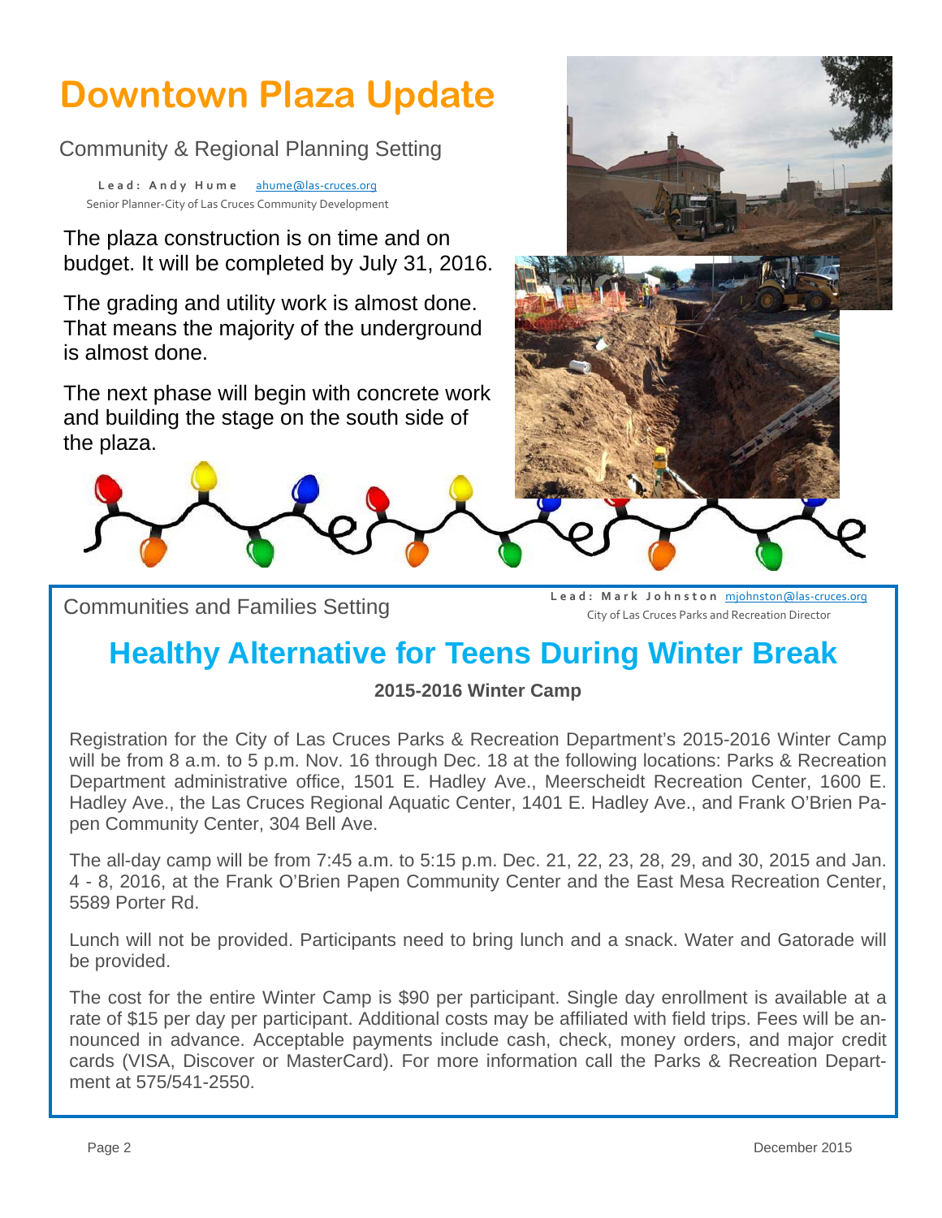# Downtown Plaza Update

Community & Regional Planning Setting

**Lead: Andy Hume** ahume@las-cruces.org
Senior Planner-City of Las Cruces Community Development

The plaza construction is on time and on budget. It will be completed by July 31, 2016.

The grading and utility work is almost done. That means the majority of the underground is almost done.

The next phase will begin with concrete work and building the stage on the south side of the plaza.

Communities and Families Setting

**Lead: Mark Johnston** mjohnston@las-cruces.org
City of Las Cruces Parks and Recreation Director

## Healthy Alternative for Teens During Winter Break

**2015-2016 Winter Camp**

Registration for the City of Las Cruces Parks & Recreation Department's 2015-2016 Winter Camp will be from 8 a.m. to 5 p.m. Nov. 16 through Dec. 18 at the following locations: Parks & Recreation Department administrative office, 1501 E. Hadley Ave., Meerscheidt Recreation Center, 1600 E. Hadley Ave., the Las Cruces Regional Aquatic Center, 1401 E. Hadley Ave., and Frank O'Brien Papen Community Center, 304 Bell Ave.

The all-day camp will be from 7:45 a.m. to 5:15 p.m. Dec. 21, 22, 23, 28, 29, and 30, 2015 and Jan. 4 - 8, 2016, at the Frank O'Brien Papen Community Center and the East Mesa Recreation Center, 5589 Porter Rd.

Lunch will not be provided. Participants need to bring lunch and a snack. Water and Gatorade will be provided.

The cost for the entire Winter Camp is $90 per participant. Single day enrollment is available at a rate of $15 per day per participant. Additional costs may be affiliated with field trips. Fees will be announced in advance. Acceptable payments include cash, check, money orders, and major credit cards (VISA, Discover or MasterCard). For more information call the Parks & Recreation Department at 575/541-2550.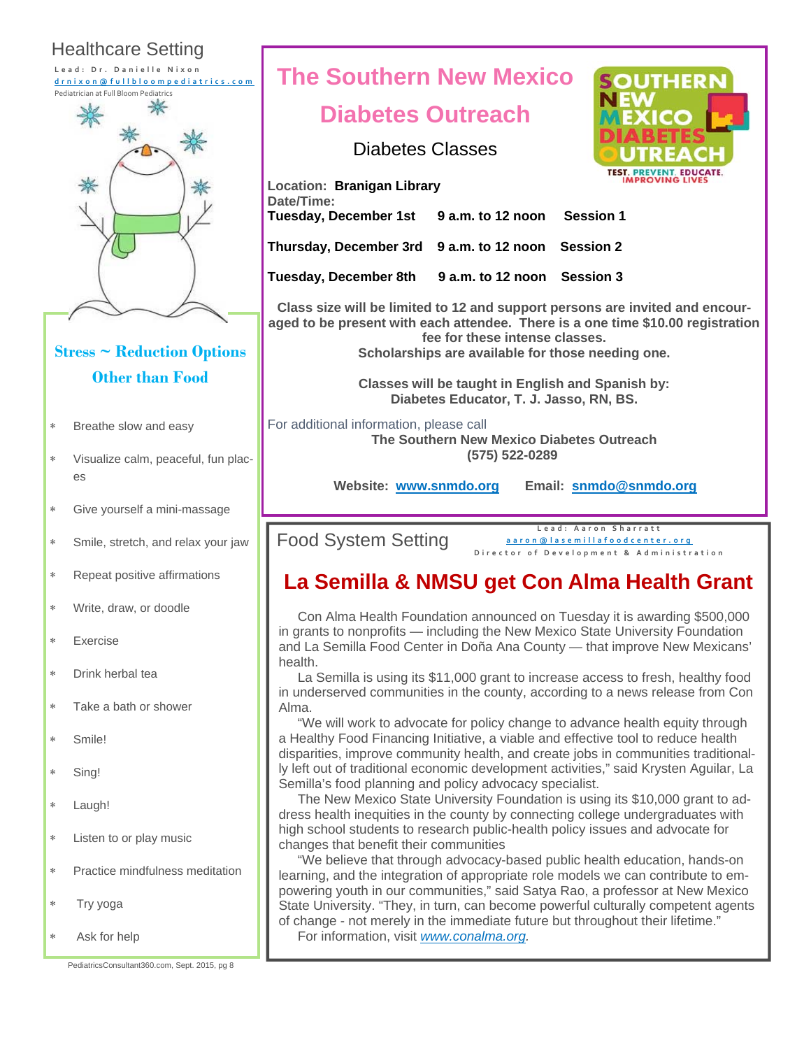## Healthcare Setting

Lead: Dr. Danielle Nixon
drnixon@fullbloompediatrics.com
Pediatrician at Full Bloom Pediatrics

### Stress ~ Reduction Options Other than Food

* Breathe slow and easy
* Visualize calm, peaceful, fun places
* Give yourself a mini-massage
* Smile, stretch, and relax your jaw
* Repeat positive affirmations
* Write, draw, or doodle
* Exercise
* Drink herbal tea
* Take a bath or shower
* Smile!
* Sing!
* Laugh!
* Listen to or play music
* Practice mindfulness meditation
* Try yoga
* Ask for help

PediatricsConsultant360.com, Sept. 2015, pg 8

## The Southern New Mexico Diabetes Outreach

Southern New Mexico Diabetes Outreach — TEST. PREVENT. EDUCATE. IMPROVING LIVES

### Diabetes Classes

**Location: Branigan Library**
**Date/Time:**

| | | |
|---|---|---|
| **Tuesday, December 1st** | **9 a.m. to 12 noon** | **Session 1** |
| **Thursday, December 3rd** | **9 a.m. to 12 noon** | **Session 2** |
| **Tuesday, December 8th** | **9 a.m. to 12 noon** | **Session 3** |

**Class size will be limited to 12 and support persons are invited and encouraged to be present with each attendee. There is a one time $10.00 registration fee for these intense classes. Scholarships are available for those needing one.**

**Classes will be taught in English and Spanish by: Diabetes Educator, T. J. Jasso, RN, BS.**

For additional information, please call
**The Southern New Mexico Diabetes Outreach**
**(575) 522-0289**

**Website: www.snmdo.org** **Email: snmdo@snmdo.org**

## Food System Setting

Lead: Aaron Sharratt
aaron@lasemillafoodcenter.org
Director of Development & Administration

### La Semilla & NMSU get Con Alma Health Grant

Con Alma Health Foundation announced on Tuesday it is awarding $500,000 in grants to nonprofits — including the New Mexico State University Foundation and La Semilla Food Center in Doña Ana County — that improve New Mexicans' health.

La Semilla is using its $11,000 grant to increase access to fresh, healthy food in underserved communities in the county, according to a news release from Con Alma.

"We will work to advocate for policy change to advance health equity through a Healthy Food Financing Initiative, a viable and effective tool to reduce health disparities, improve community health, and create jobs in communities traditionally left out of traditional economic development activities," said Krysten Aguilar, La Semilla's food planning and policy advocacy specialist.

The New Mexico State University Foundation is using its $10,000 grant to address health inequities in the county by connecting college undergraduates with high school students to research public-health policy issues and advocate for changes that benefit their communities

"We believe that through advocacy-based public health education, hands-on learning, and the integration of appropriate role models we can contribute to empowering youth in our communities," said Satya Rao, a professor at New Mexico State University. "They, in turn, can become powerful culturally competent agents of change - not merely in the immediate future but throughout their lifetime."

For information, visit *www.conalma.org*.